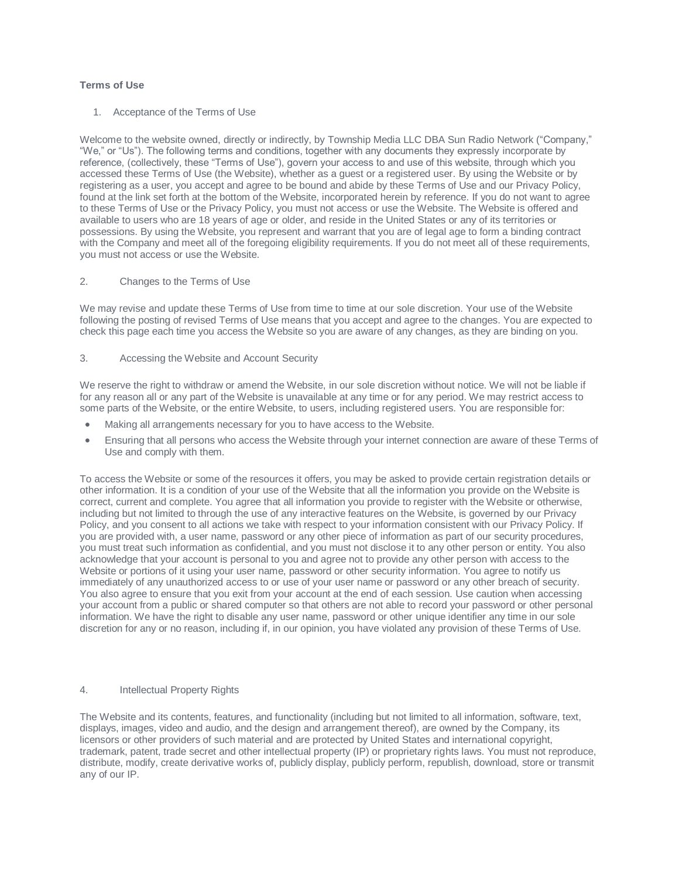**Terms of Use**

1. Acceptance of the Terms of Use

Welcome to the website owned, directly or indirectly, by Township Media LLC DBA Sun Radio Network ("Company," "We," or "Us"). The following terms and conditions, together with any documents they expressly incorporate by reference, (collectively, these "Terms of Use"), govern your access to and use of this website, through which you accessed these Terms of Use (the Website), whether as a guest or a registered user. By using the Website or by registering as a user, you accept and agree to be bound and abide by these Terms of Use and our Privacy Policy, found at the link set forth at the bottom of the Website, incorporated herein by reference. If you do not want to agree to these Terms of Use or the Privacy Policy, you must not access or use the Website. The Website is offered and available to users who are 18 years of age or older, and reside in the United States or any of its territories or possessions. By using the Website, you represent and warrant that you are of legal age to form a binding contract with the Company and meet all of the foregoing eligibility requirements. If you do not meet all of these requirements, you must not access or use the Website.

2. Changes to the Terms of Use

We may revise and update these Terms of Use from time to time at our sole discretion. Your use of the Website following the posting of revised Terms of Use means that you accept and agree to the changes. You are expected to check this page each time you access the Website so you are aware of any changes, as they are binding on you.

3. Accessing the Website and Account Security

We reserve the right to withdraw or amend the Website, in our sole discretion without notice. We will not be liable if for any reason all or any part of the Website is unavailable at any time or for any period. We may restrict access to some parts of the Website, or the entire Website, to users, including registered users. You are responsible for:

- Making all arrangements necessary for you to have access to the Website.
- Ensuring that all persons who access the Website through your internet connection are aware of these Terms of Use and comply with them.

To access the Website or some of the resources it offers, you may be asked to provide certain registration details or other information. It is a condition of your use of the Website that all the information you provide on the Website is correct, current and complete. You agree that all information you provide to register with the Website or otherwise, including but not limited to through the use of any interactive features on the Website, is governed by our Privacy Policy, and you consent to all actions we take with respect to your information consistent with our Privacy Policy. If you are provided with, a user name, password or any other piece of information as part of our security procedures, you must treat such information as confidential, and you must not disclose it to any other person or entity. You also acknowledge that your account is personal to you and agree not to provide any other person with access to the Website or portions of it using your user name, password or other security information. You agree to notify us immediately of any unauthorized access to or use of your user name or password or any other breach of security. You also agree to ensure that you exit from your account at the end of each session. Use caution when accessing your account from a public or shared computer so that others are not able to record your password or other personal information. We have the right to disable any user name, password or other unique identifier any time in our sole discretion for any or no reason, including if, in our opinion, you have violated any provision of these Terms of Use.

4. Intellectual Property Rights

The Website and its contents, features, and functionality (including but not limited to all information, software, text, displays, images, video and audio, and the design and arrangement thereof), are owned by the Company, its licensors or other providers of such material and are protected by United States and international copyright, trademark, patent, trade secret and other intellectual property (IP) or proprietary rights laws. You must not reproduce, distribute, modify, create derivative works of, publicly display, publicly perform, republish, download, store or transmit any of our IP.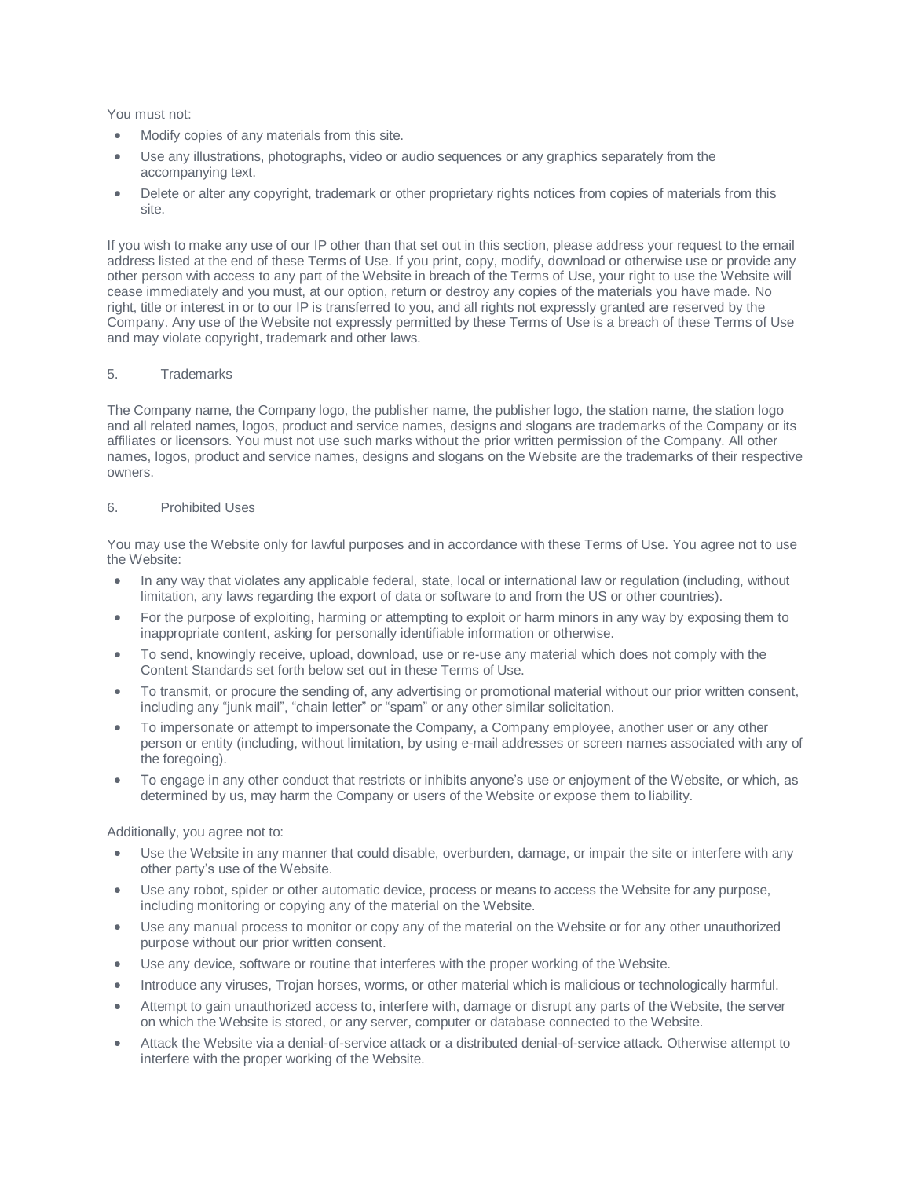You must not:

- Modify copies of any materials from this site.
- Use any illustrations, photographs, video or audio sequences or any graphics separately from the accompanying text.
- Delete or alter any copyright, trademark or other proprietary rights notices from copies of materials from this site.

If you wish to make any use of our IP other than that set out in this section, please address your request to the email address listed at the end of these Terms of Use. If you print, copy, modify, download or otherwise use or provide any other person with access to any part of the Website in breach of the Terms of Use, your right to use the Website will cease immediately and you must, at our option, return or destroy any copies of the materials you have made. No right, title or interest in or to our IP is transferred to you, and all rights not expressly granted are reserved by the Company. Any use of the Website not expressly permitted by these Terms of Use is a breach of these Terms of Use and may violate copyright, trademark and other laws.

## 5. Trademarks

The Company name, the Company logo, the publisher name, the publisher logo, the station name, the station logo and all related names, logos, product and service names, designs and slogans are trademarks of the Company or its affiliates or licensors. You must not use such marks without the prior written permission of the Company. All other names, logos, product and service names, designs and slogans on the Website are the trademarks of their respective owners.

## 6. Prohibited Uses

You may use the Website only for lawful purposes and in accordance with these Terms of Use. You agree not to use the Website:

- In any way that violates any applicable federal, state, local or international law or regulation (including, without limitation, any laws regarding the export of data or software to and from the US or other countries).
- For the purpose of exploiting, harming or attempting to exploit or harm minors in any way by exposing them to inappropriate content, asking for personally identifiable information or otherwise.
- To send, knowingly receive, upload, download, use or re-use any material which does not comply with the Content Standards set forth below set out in these Terms of Use.
- To transmit, or procure the sending of, any advertising or promotional material without our prior written consent, including any "junk mail", "chain letter" or "spam" or any other similar solicitation.
- To impersonate or attempt to impersonate the Company, a Company employee, another user or any other person or entity (including, without limitation, by using e-mail addresses or screen names associated with any of the foregoing).
- To engage in any other conduct that restricts or inhibits anyone's use or enjoyment of the Website, or which, as determined by us, may harm the Company or users of the Website or expose them to liability.

Additionally, you agree not to:

- Use the Website in any manner that could disable, overburden, damage, or impair the site or interfere with any other party's use of the Website.
- Use any robot, spider or other automatic device, process or means to access the Website for any purpose, including monitoring or copying any of the material on the Website.
- Use any manual process to monitor or copy any of the material on the Website or for any other unauthorized purpose without our prior written consent.
- Use any device, software or routine that interferes with the proper working of the Website.
- Introduce any viruses, Trojan horses, worms, or other material which is malicious or technologically harmful.
- Attempt to gain unauthorized access to, interfere with, damage or disrupt any parts of the Website, the server on which the Website is stored, or any server, computer or database connected to the Website.
- Attack the Website via a denial-of-service attack or a distributed denial-of-service attack. Otherwise attempt to interfere with the proper working of the Website.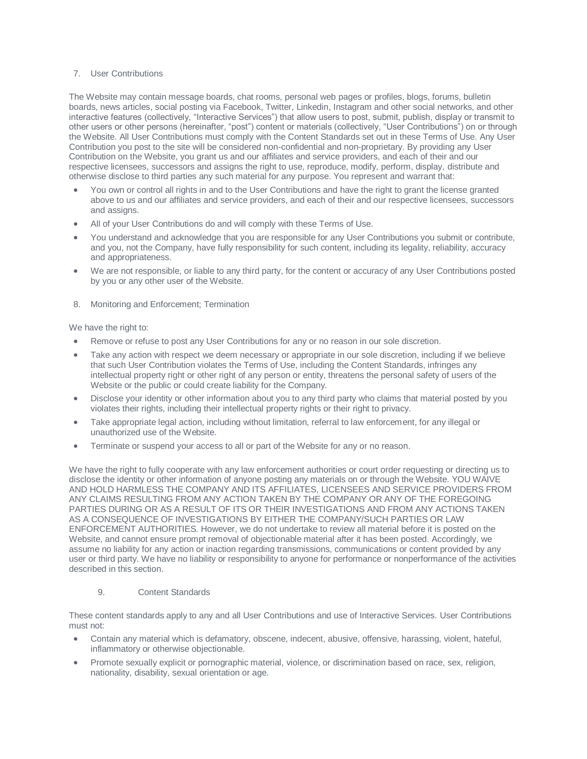## 7. User Contributions

The Website may contain message boards, chat rooms, personal web pages or profiles, blogs, forums, bulletin boards, news articles, social posting via Facebook, Twitter, Linkedin, Instagram and other social networks, and other interactive features (collectively, "Interactive Services") that allow users to post, submit, publish, display or transmit to other users or other persons (hereinafter, "post") content or materials (collectively, "User Contributions") on or through the Website. All User Contributions must comply with the Content Standards set out in these Terms of Use. Any User Contribution you post to the site will be considered non-confidential and non-proprietary. By providing any User Contribution on the Website, you grant us and our affiliates and service providers, and each of their and our respective licensees, successors and assigns the right to use, reproduce, modify, perform, display, distribute and otherwise disclose to third parties any such material for any purpose. You represent and warrant that:

- You own or control all rights in and to the User Contributions and have the right to grant the license granted above to us and our affiliates and service providers, and each of their and our respective licensees, successors and assigns.
- All of your User Contributions do and will comply with these Terms of Use.
- You understand and acknowledge that you are responsible for any User Contributions you submit or contribute, and you, not the Company, have fully responsibility for such content, including its legality, reliability, accuracy and appropriateness.
- We are not responsible, or liable to any third party, for the content or accuracy of any User Contributions posted by you or any other user of the Website.

## 8. Monitoring and Enforcement; Termination

We have the right to:

- Remove or refuse to post any User Contributions for any or no reason in our sole discretion.
- Take any action with respect we deem necessary or appropriate in our sole discretion, including if we believe that such User Contribution violates the Terms of Use, including the Content Standards, infringes any intellectual property right or other right of any person or entity, threatens the personal safety of users of the Website or the public or could create liability for the Company.
- Disclose your identity or other information about you to any third party who claims that material posted by you violates their rights, including their intellectual property rights or their right to privacy.
- Take appropriate legal action, including without limitation, referral to law enforcement, for any illegal or unauthorized use of the Website.
- Terminate or suspend your access to all or part of the Website for any or no reason.

We have the right to fully cooperate with any law enforcement authorities or court order requesting or directing us to disclose the identity or other information of anyone posting any materials on or through the Website. YOU WAIVE AND HOLD HARMLESS THE COMPANY AND ITS AFFILIATES, LICENSEES AND SERVICE PROVIDERS FROM ANY CLAIMS RESULTING FROM ANY ACTION TAKEN BY THE COMPANY OR ANY OF THE FOREGOING PARTIES DURING OR AS A RESULT OF ITS OR THEIR INVESTIGATIONS AND FROM ANY ACTIONS TAKEN AS A CONSEQUENCE OF INVESTIGATIONS BY EITHER THE COMPANY/SUCH PARTIES OR LAW ENFORCEMENT AUTHORITIES. However, we do not undertake to review all material before it is posted on the Website, and cannot ensure prompt removal of objectionable material after it has been posted. Accordingly, we assume no liability for any action or inaction regarding transmissions, communications or content provided by any user or third party. We have no liability or responsibility to anyone for performance or nonperformance of the activities described in this section.

## 9. Content Standards

These content standards apply to any and all User Contributions and use of Interactive Services. User Contributions must not:

- Contain any material which is defamatory, obscene, indecent, abusive, offensive, harassing, violent, hateful, inflammatory or otherwise objectionable.
- Promote sexually explicit or pornographic material, violence, or discrimination based on race, sex, religion, nationality, disability, sexual orientation or age.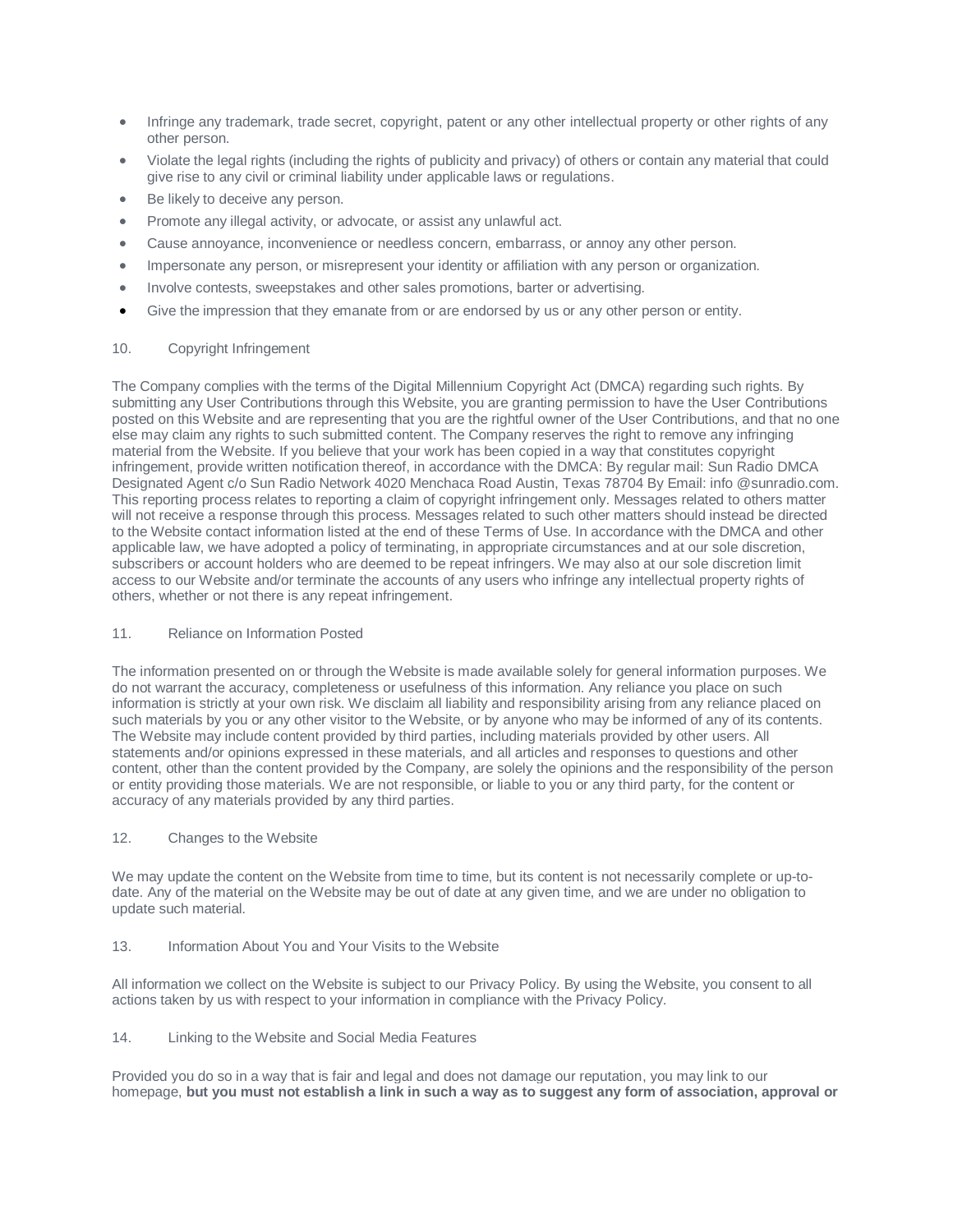- Infringe any trademark, trade secret, copyright, patent or any other intellectual property or other rights of any other person.
- Violate the legal rights (including the rights of publicity and privacy) of others or contain any material that could give rise to any civil or criminal liability under applicable laws or regulations.
- Be likely to deceive any person.
- Promote any illegal activity, or advocate, or assist any unlawful act.
- Cause annoyance, inconvenience or needless concern, embarrass, or annoy any other person.
- Impersonate any person, or misrepresent your identity or affiliation with any person or organization.
- Involve contests, sweepstakes and other sales promotions, barter or advertising.
- Give the impression that they emanate from or are endorsed by us or any other person or entity.

10. Copyright Infringement

The Company complies with the terms of the Digital Millennium Copyright Act (DMCA) regarding such rights. By submitting any User Contributions through this Website, you are granting permission to have the User Contributions posted on this Website and are representing that you are the rightful owner of the User Contributions, and that no one else may claim any rights to such submitted content. The Company reserves the right to remove any infringing material from the Website. If you believe that your work has been copied in a way that constitutes copyright infringement, provide written notification thereof, in accordance with the DMCA: By regular mail: Sun Radio DMCA Designated Agent c/o Sun Radio Network 4020 Menchaca Road Austin, Texas 78704 By Email: info @sunradio.com. This reporting process relates to reporting a claim of copyright infringement only. Messages related to others matter will not receive a response through this process. Messages related to such other matters should instead be directed to the Website contact information listed at the end of these Terms of Use. In accordance with the DMCA and other applicable law, we have adopted a policy of terminating, in appropriate circumstances and at our sole discretion, subscribers or account holders who are deemed to be repeat infringers. We may also at our sole discretion limit access to our Website and/or terminate the accounts of any users who infringe any intellectual property rights of others, whether or not there is any repeat infringement.

11. Reliance on Information Posted

The information presented on or through the Website is made available solely for general information purposes. We do not warrant the accuracy, completeness or usefulness of this information. Any reliance you place on such information is strictly at your own risk. We disclaim all liability and responsibility arising from any reliance placed on such materials by you or any other visitor to the Website, or by anyone who may be informed of any of its contents. The Website may include content provided by third parties, including materials provided by other users. All statements and/or opinions expressed in these materials, and all articles and responses to questions and other content, other than the content provided by the Company, are solely the opinions and the responsibility of the person or entity providing those materials. We are not responsible, or liable to you or any third party, for the content or accuracy of any materials provided by any third parties.

12. Changes to the Website

We may update the content on the Website from time to time, but its content is not necessarily complete or up-to-date. Any of the material on the Website may be out of date at any given time, and we are under no obligation to update such material.

13. Information About You and Your Visits to the Website

All information we collect on the Website is subject to our Privacy Policy. By using the Website, you consent to all actions taken by us with respect to your information in compliance with the Privacy Policy.

14. Linking to the Website and Social Media Features

Provided you do so in a way that is fair and legal and does not damage our reputation, you may link to our homepage, **but you must not establish a link in such a way as to suggest any form of association, approval or**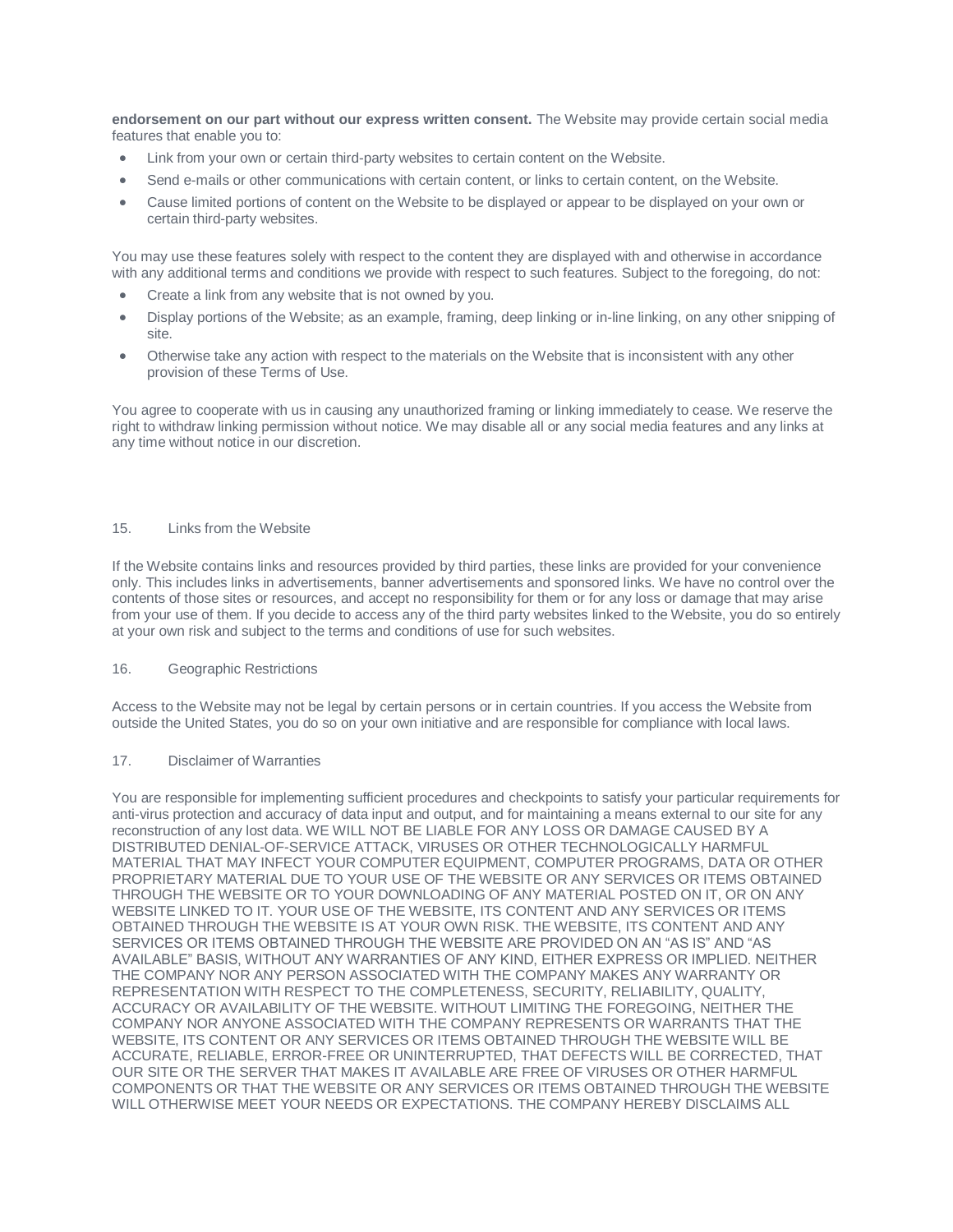**endorsement on our part without our express written consent.** The Website may provide certain social media features that enable you to:

- Link from your own or certain third-party websites to certain content on the Website.
- Send e-mails or other communications with certain content, or links to certain content, on the Website.
- Cause limited portions of content on the Website to be displayed or appear to be displayed on your own or certain third-party websites.

You may use these features solely with respect to the content they are displayed with and otherwise in accordance with any additional terms and conditions we provide with respect to such features. Subject to the foregoing, do not:

- Create a link from any website that is not owned by you.
- Display portions of the Website; as an example, framing, deep linking or in-line linking, on any other snipping of site.
- Otherwise take any action with respect to the materials on the Website that is inconsistent with any other provision of these Terms of Use.

You agree to cooperate with us in causing any unauthorized framing or linking immediately to cease. We reserve the right to withdraw linking permission without notice. We may disable all or any social media features and any links at any time without notice in our discretion.

15. Links from the Website

If the Website contains links and resources provided by third parties, these links are provided for your convenience only. This includes links in advertisements, banner advertisements and sponsored links. We have no control over the contents of those sites or resources, and accept no responsibility for them or for any loss or damage that may arise from your use of them. If you decide to access any of the third party websites linked to the Website, you do so entirely at your own risk and subject to the terms and conditions of use for such websites.

16. Geographic Restrictions

Access to the Website may not be legal by certain persons or in certain countries. If you access the Website from outside the United States, you do so on your own initiative and are responsible for compliance with local laws.

17. Disclaimer of Warranties

You are responsible for implementing sufficient procedures and checkpoints to satisfy your particular requirements for anti-virus protection and accuracy of data input and output, and for maintaining a means external to our site for any reconstruction of any lost data. WE WILL NOT BE LIABLE FOR ANY LOSS OR DAMAGE CAUSED BY A DISTRIBUTED DENIAL-OF-SERVICE ATTACK, VIRUSES OR OTHER TECHNOLOGICALLY HARMFUL MATERIAL THAT MAY INFECT YOUR COMPUTER EQUIPMENT, COMPUTER PROGRAMS, DATA OR OTHER PROPRIETARY MATERIAL DUE TO YOUR USE OF THE WEBSITE OR ANY SERVICES OR ITEMS OBTAINED THROUGH THE WEBSITE OR TO YOUR DOWNLOADING OF ANY MATERIAL POSTED ON IT, OR ON ANY WEBSITE LINKED TO IT. YOUR USE OF THE WEBSITE, ITS CONTENT AND ANY SERVICES OR ITEMS OBTAINED THROUGH THE WEBSITE IS AT YOUR OWN RISK. THE WEBSITE, ITS CONTENT AND ANY SERVICES OR ITEMS OBTAINED THROUGH THE WEBSITE ARE PROVIDED ON AN "AS IS" AND "AS AVAILABLE" BASIS, WITHOUT ANY WARRANTIES OF ANY KIND, EITHER EXPRESS OR IMPLIED. NEITHER THE COMPANY NOR ANY PERSON ASSOCIATED WITH THE COMPANY MAKES ANY WARRANTY OR REPRESENTATION WITH RESPECT TO THE COMPLETENESS, SECURITY, RELIABILITY, QUALITY, ACCURACY OR AVAILABILITY OF THE WEBSITE. WITHOUT LIMITING THE FOREGOING, NEITHER THE COMPANY NOR ANYONE ASSOCIATED WITH THE COMPANY REPRESENTS OR WARRANTS THAT THE WEBSITE, ITS CONTENT OR ANY SERVICES OR ITEMS OBTAINED THROUGH THE WEBSITE WILL BE ACCURATE, RELIABLE, ERROR-FREE OR UNINTERRUPTED, THAT DEFECTS WILL BE CORRECTED, THAT OUR SITE OR THE SERVER THAT MAKES IT AVAILABLE ARE FREE OF VIRUSES OR OTHER HARMFUL COMPONENTS OR THAT THE WEBSITE OR ANY SERVICES OR ITEMS OBTAINED THROUGH THE WEBSITE WILL OTHERWISE MEET YOUR NEEDS OR EXPECTATIONS. THE COMPANY HEREBY DISCLAIMS ALL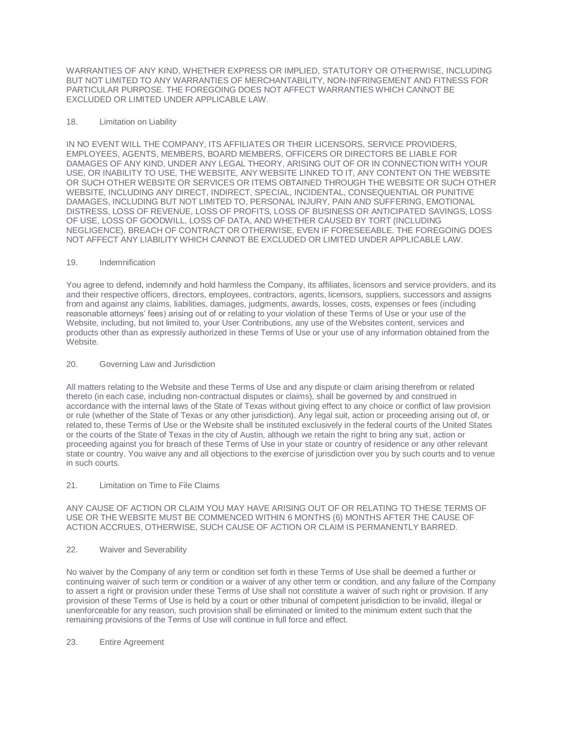WARRANTIES OF ANY KIND, WHETHER EXPRESS OR IMPLIED, STATUTORY OR OTHERWISE, INCLUDING BUT NOT LIMITED TO ANY WARRANTIES OF MERCHANTABILITY, NON-INFRINGEMENT AND FITNESS FOR PARTICULAR PURPOSE. THE FOREGOING DOES NOT AFFECT WARRANTIES WHICH CANNOT BE EXCLUDED OR LIMITED UNDER APPLICABLE LAW.

## 18. Limitation on Liability

IN NO EVENT WILL THE COMPANY, ITS AFFILIATES OR THEIR LICENSORS, SERVICE PROVIDERS, EMPLOYEES, AGENTS, MEMBERS, BOARD MEMBERS, OFFICERS OR DIRECTORS BE LIABLE FOR DAMAGES OF ANY KIND, UNDER ANY LEGAL THEORY, ARISING OUT OF OR IN CONNECTION WITH YOUR USE, OR INABILITY TO USE, THE WEBSITE, ANY WEBSITE LINKED TO IT, ANY CONTENT ON THE WEBSITE OR SUCH OTHER WEBSITE OR SERVICES OR ITEMS OBTAINED THROUGH THE WEBSITE OR SUCH OTHER WEBSITE, INCLUDING ANY DIRECT, INDIRECT, SPECIAL, INCIDENTAL, CONSEQUENTIAL OR PUNITIVE DAMAGES, INCLUDING BUT NOT LIMITED TO, PERSONAL INJURY, PAIN AND SUFFERING, EMOTIONAL DISTRESS, LOSS OF REVENUE, LOSS OF PROFITS, LOSS OF BUSINESS OR ANTICIPATED SAVINGS, LOSS OF USE, LOSS OF GOODWILL, LOSS OF DATA, AND WHETHER CAUSED BY TORT (INCLUDING NEGLIGENCE), BREACH OF CONTRACT OR OTHERWISE, EVEN IF FORESEEABLE. THE FOREGOING DOES NOT AFFECT ANY LIABILITY WHICH CANNOT BE EXCLUDED OR LIMITED UNDER APPLICABLE LAW.

## 19. Indemnification

You agree to defend, indemnify and hold harmless the Company, its affiliates, licensors and service providers, and its and their respective officers, directors, employees, contractors, agents, licensors, suppliers, successors and assigns from and against any claims, liabilities, damages, judgments, awards, losses, costs, expenses or fees (including reasonable attorneys' fees) arising out of or relating to your violation of these Terms of Use or your use of the Website, including, but not limited to, your User Contributions, any use of the Websites content, services and products other than as expressly authorized in these Terms of Use or your use of any information obtained from the Website.

## 20. Governing Law and Jurisdiction

All matters relating to the Website and these Terms of Use and any dispute or claim arising therefrom or related thereto (in each case, including non-contractual disputes or claims), shall be governed by and construed in accordance with the internal laws of the State of Texas without giving effect to any choice or conflict of law provision or rule (whether of the State of Texas or any other jurisdiction). Any legal suit, action or proceeding arising out of, or related to, these Terms of Use or the Website shall be instituted exclusively in the federal courts of the United States or the courts of the State of Texas in the city of Austin, although we retain the right to bring any suit, action or proceeding against you for breach of these Terms of Use in your state or country of residence or any other relevant state or country. You waive any and all objections to the exercise of jurisdiction over you by such courts and to venue in such courts.

## 21. Limitation on Time to File Claims

ANY CAUSE OF ACTION OR CLAIM YOU MAY HAVE ARISING OUT OF OR RELATING TO THESE TERMS OF USE OR THE WEBSITE MUST BE COMMENCED WITHIN 6 MONTHS (6) MONTHS AFTER THE CAUSE OF ACTION ACCRUES, OTHERWISE, SUCH CAUSE OF ACTION OR CLAIM IS PERMANENTLY BARRED.

## 22. Waiver and Severability

No waiver by the Company of any term or condition set forth in these Terms of Use shall be deemed a further or continuing waiver of such term or condition or a waiver of any other term or condition, and any failure of the Company to assert a right or provision under these Terms of Use shall not constitute a waiver of such right or provision. If any provision of these Terms of Use is held by a court or other tribunal of competent jurisdiction to be invalid, illegal or unenforceable for any reason, such provision shall be eliminated or limited to the minimum extent such that the remaining provisions of the Terms of Use will continue in full force and effect.

## 23. Entire Agreement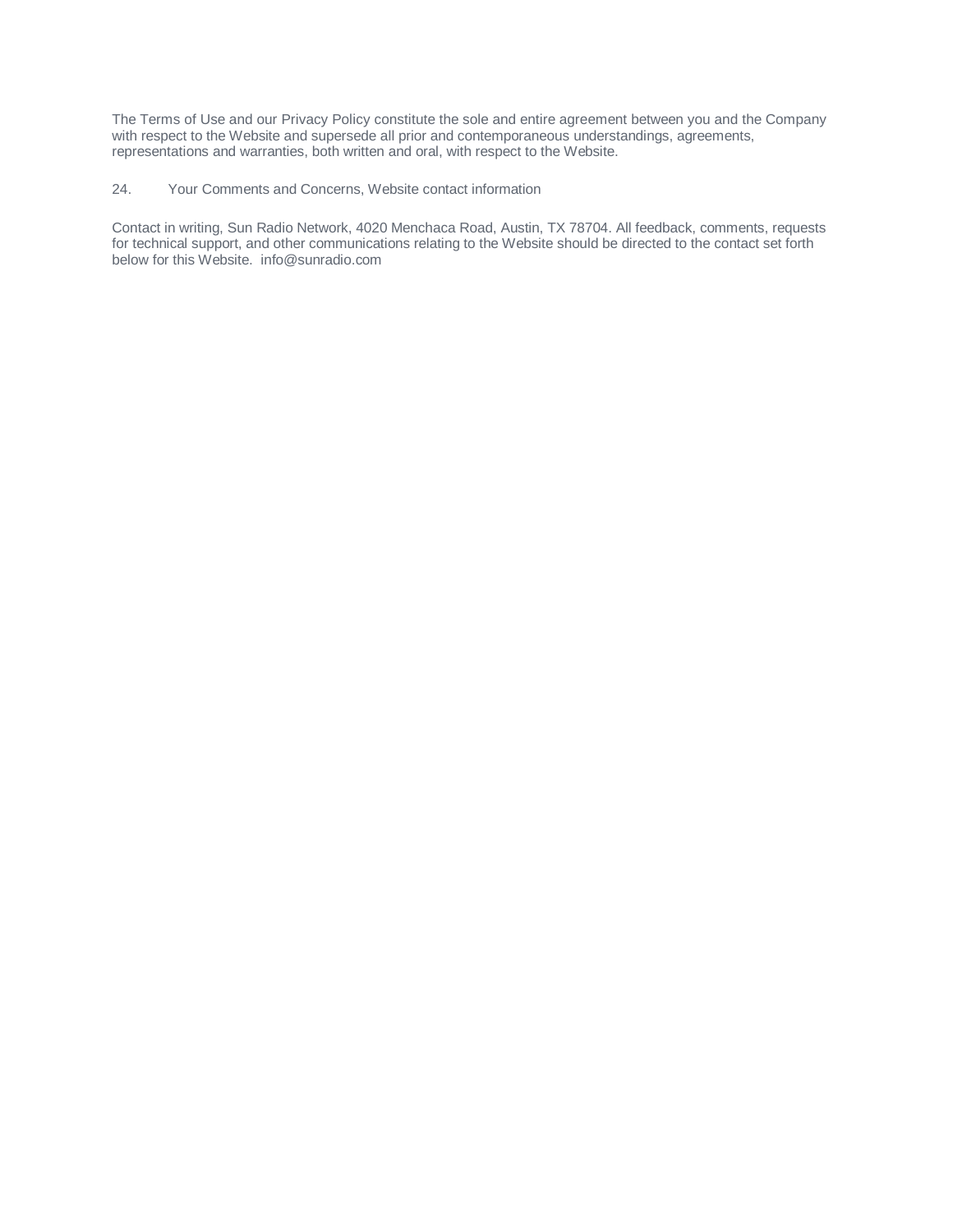The Terms of Use and our Privacy Policy constitute the sole and entire agreement between you and the Company with respect to the Website and supersede all prior and contemporaneous understandings, agreements, representations and warranties, both written and oral, with respect to the Website.

24. Your Comments and Concerns, Website contact information

Contact in writing, Sun Radio Network, 4020 Menchaca Road, Austin, TX 78704. All feedback, comments, requests for technical support, and other communications relating to the Website should be directed to the contact set forth below for this Website. info@sunradio.com